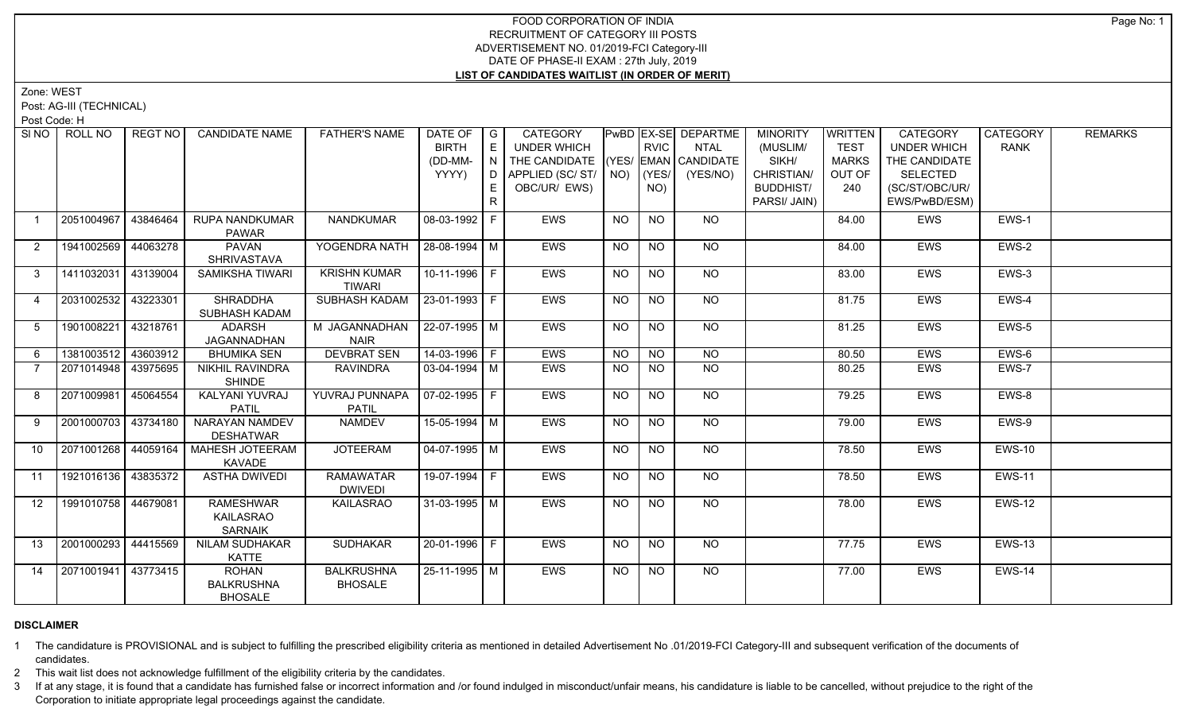# FOOD CORPORATION OF INDIA
## RECRUITMENT OF CATEGORY III POSTS
## ADVERTISEMENT NO. 01/2019-FCI Category-III
## DATE OF PHASE-II EXAM : 27th July, 2019
## LIST OF CANDIDATES WAITLIST (IN ORDER OF MERIT)

Zone: WEST

Post: AG-III (TECHNICAL)

Post Code: H

| Sl NO | ROLL NO | REGT NO | CANDIDATE NAME | FATHER'S NAME | DATE OF BIRTH (DD-MM-YYYY) | GENDER | CATEGORY UNDER WHICH THE CANDIDATE APPLIED (SC/ ST/ OBC/UR/ EWS) | PwBD (YES/ NO) | EX-SERVICEMAN (YES/ NO) | DEPARTMENTAL CANDIDATE (YES/NO) | MINORITY (MUSLIM/ SIKH/ CHRISTIAN/ BUDDHIST/ PARSI/ JAIN) | WRITTEN TEST MARKS OUT OF 240 | CATEGORY UNDER WHICH THE CANDIDATE SELECTED (SC/ST/OBC/UR/ EWS/PwBD/ESM) | CATEGORY RANK | REMARKS |
|---|---|---|---|---|---|---|---|---|---|---|---|---|---|---|---|
| 1 | 2051004967 | 43846464 | RUPA NANDKUMAR PAWAR | NANDKUMAR | 08-03-1992 | F | EWS | NO | NO | NO | | 84.00 | EWS | EWS-1 | |
| 2 | 1941002569 | 44063278 | PAVAN SHRIVASTAVA | YOGENDRA NATH | 28-08-1994 | M | EWS | NO | NO | NO | | 84.00 | EWS | EWS-2 | |
| 3 | 1411032031 | 43139004 | SAMIKSHA TIWARI | KRISHN KUMAR TIWARI | 10-11-1996 | F | EWS | NO | NO | NO | | 83.00 | EWS | EWS-3 | |
| 4 | 2031002532 | 43223301 | SHRADDHA SUBHASH KADAM | SUBHASH KADAM | 23-01-1993 | F | EWS | NO | NO | NO | | 81.75 | EWS | EWS-4 | |
| 5 | 1901008221 | 43218761 | ADARSH JAGANNADHAN | M JAGANNADHAN NAIR | 22-07-1995 | M | EWS | NO | NO | NO | | 81.25 | EWS | EWS-5 | |
| 6 | 1381003512 | 43603912 | BHUMIKA SEN | DEVBRAT SEN | 14-03-1996 | F | EWS | NO | NO | NO | | 80.50 | EWS | EWS-6 | |
| 7 | 2071014948 | 43975695 | NIKHIL RAVINDRA SHINDE | RAVINDRA | 03-04-1994 | M | EWS | NO | NO | NO | | 80.25 | EWS | EWS-7 | |
| 8 | 2071009981 | 45064554 | KALYANI YUVRAJ PATIL | YUVRAJ PUNNAPA PATIL | 07-02-1995 | F | EWS | NO | NO | NO | | 79.25 | EWS | EWS-8 | |
| 9 | 2001000703 | 43734180 | NARAYAN NAMDEV DESHATWAR | NAMDEV | 15-05-1994 | M | EWS | NO | NO | NO | | 79.00 | EWS | EWS-9 | |
| 10 | 2071001268 | 44059164 | MAHESH JOTEERAM KAVADE | JOTEERAM | 04-07-1995 | M | EWS | NO | NO | NO | | 78.50 | EWS | EWS-10 | |
| 11 | 1921016136 | 43835372 | ASTHA DWIVEDI | RAMAWATAR DWIVEDI | 19-07-1994 | F | EWS | NO | NO | NO | | 78.50 | EWS | EWS-11 | |
| 12 | 1991010758 | 44679081 | RAMESHWAR KAILASRAO SARNAIK | KAILASRAO | 31-03-1995 | M | EWS | NO | NO | NO | | 78.00 | EWS | EWS-12 | |
| 13 | 2001000293 | 44415569 | NILAM SUDHAKAR KATTE | SUDHAKAR | 20-01-1996 | F | EWS | NO | NO | NO | | 77.75 | EWS | EWS-13 | |
| 14 | 2071001941 | 43773415 | ROHAN BALKRUSHNA BHOSALE | BALKRUSHNA BHOSALE | 25-11-1995 | M | EWS | NO | NO | NO | | 77.00 | EWS | EWS-14 | |

**DISCLAIMER**

1 The candidature is PROVISIONAL and is subject to fulfilling the prescribed eligibility criteria as mentioned in detailed Advertisement No .01/2019-FCI Category-III and subsequent verification of the documents of candidates.

2 This wait list does not acknowledge fulfillment of the eligibility criteria by the candidates.

3 If at any stage, it is found that a candidate has furnished false or incorrect information and /or found indulged in misconduct/unfair means, his candidature is liable to be cancelled, without prejudice to the right of the Corporation to initiate appropriate legal proceedings against the candidate.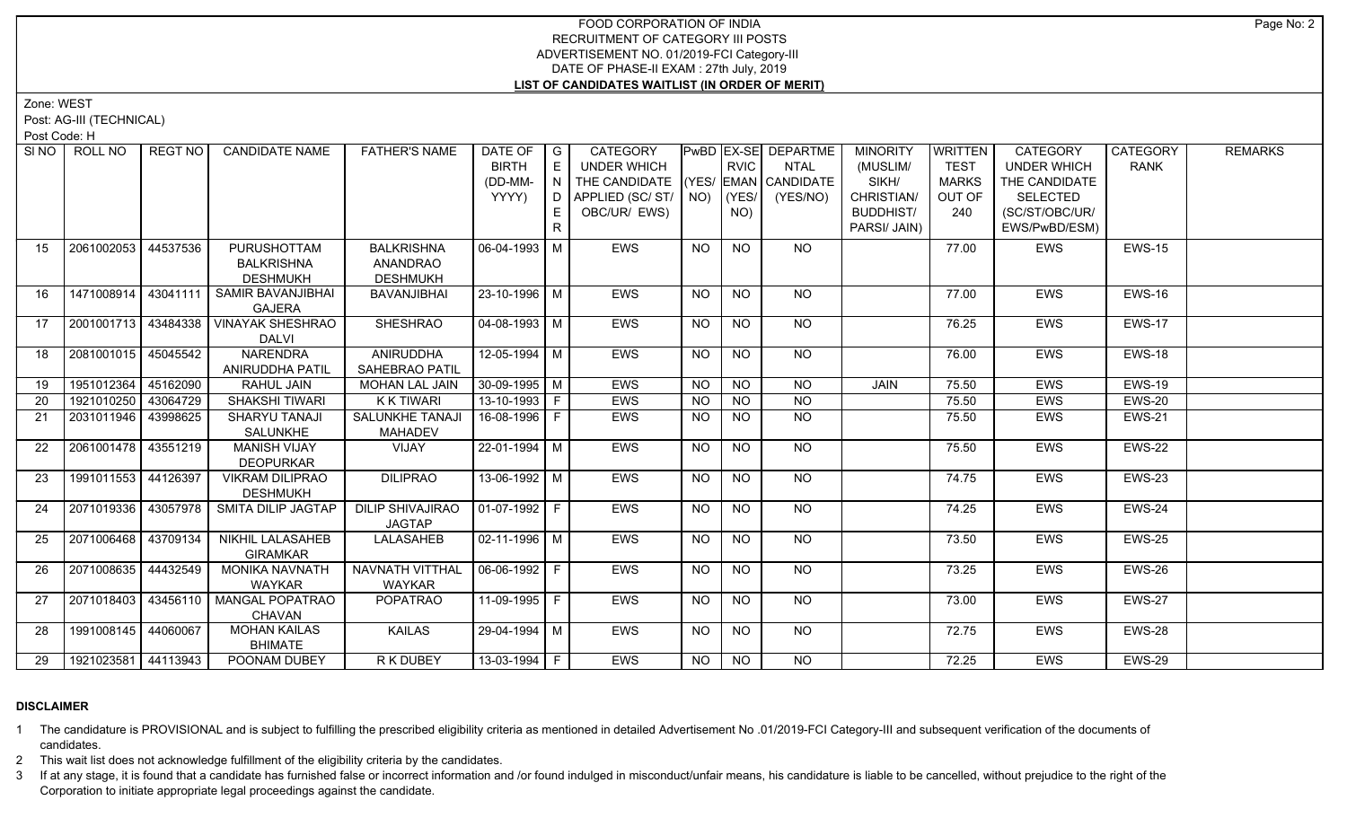# FOOD CORPORATION OF INDIA
## RECRUITMENT OF CATEGORY III POSTS
## ADVERTISEMENT NO. 01/2019-FCI Category-III
## DATE OF PHASE-II EXAM : 27th July, 2019
## LIST OF CANDIDATES WAITLIST (IN ORDER OF MERIT)

Zone: WEST

Post: AG-III (TECHNICAL)

Post Code: H

| Sl NO | ROLL NO | REGT NO | CANDIDATE NAME | FATHER'S NAME | DATE OF BIRTH (DD-MM-YYYY) | GENDER | CATEGORY UNDER WHICH THE CANDIDATE APPLIED (SC/ ST/ OBC/UR/ EWS) | PwBD (YES/ NO) | EX-SERVICEMAN (YES/ NO) | DEPARTMENTAL CANDIDATE (YES/NO) | MINORITY (MUSLIM/ SIKH/ CHRISTIAN/ BUDDHIST/ PARSI/ JAIN) | WRITTEN TEST MARKS OUT OF 240 | CATEGORY UNDER WHICH THE CANDIDATE SELECTED (SC/ST/OBC/UR/ EWS/PwBD/ESM) | CATEGORY RANK | REMARKS |
|---|---|---|---|---|---|---|---|---|---|---|---|---|---|---|---|
| 15 | 2061002053 | 44537536 | PURUSHOTTAM BALKRISHNA DESHMUKH | BALKRISHNA ANANDRAO DESHMUKH | 06-04-1993 | M | EWS | NO | NO | NO | | 77.00 | EWS | EWS-15 | |
| 16 | 1471008914 | 43041111 | SAMIR BAVANJIBHAI GAJERA | BAVANJIBHAI | 23-10-1996 | M | EWS | NO | NO | NO | | 77.00 | EWS | EWS-16 | |
| 17 | 2001001713 | 43484338 | VINAYAK SHESHRAO DALVI | SHESHRAO | 04-08-1993 | M | EWS | NO | NO | NO | | 76.25 | EWS | EWS-17 | |
| 18 | 2081001015 | 45045542 | NARENDRA ANIRUDDHA PATIL | ANIRUDDHA SAHEBRAO PATIL | 12-05-1994 | M | EWS | NO | NO | NO | | 76.00 | EWS | EWS-18 | |
| 19 | 1951012364 | 45162090 | RAHUL JAIN | MOHAN LAL JAIN | 30-09-1995 | M | EWS | NO | NO | NO | JAIN | 75.50 | EWS | EWS-19 | |
| 20 | 1921010250 | 43064729 | SHAKSHI TIWARI | K K TIWARI | 13-10-1993 | F | EWS | NO | NO | NO | | 75.50 | EWS | EWS-20 | |
| 21 | 2031011946 | 43998625 | SHARYU TANAJI SALUNKHE | SALUNKHE TANAJI MAHADEV | 16-08-1996 | F | EWS | NO | NO | NO | | 75.50 | EWS | EWS-21 | |
| 22 | 2061001478 | 43551219 | MANISH VIJAY DEOPURKAR | VIJAY | 22-01-1994 | M | EWS | NO | NO | NO | | 75.50 | EWS | EWS-22 | |
| 23 | 1991011553 | 44126397 | VIKRAM DILIPRAO DESHMUKH | DILIPRAO | 13-06-1992 | M | EWS | NO | NO | NO | | 74.75 | EWS | EWS-23 | |
| 24 | 2071019336 | 43057978 | SMITA DILIP JAGTAP | DILIP SHIVAJIRAO JAGTAP | 01-07-1992 | F | EWS | NO | NO | NO | | 74.25 | EWS | EWS-24 | |
| 25 | 2071006468 | 43709134 | NIKHIL LALASAHEB GIRAMKAR | LALASAHEB | 02-11-1996 | M | EWS | NO | NO | NO | | 73.50 | EWS | EWS-25 | |
| 26 | 2071008635 | 44432549 | MONIKA NAVNATH WAYKAR | NAVNATH VITTHAL WAYKAR | 06-06-1992 | F | EWS | NO | NO | NO | | 73.25 | EWS | EWS-26 | |
| 27 | 2071018403 | 43456110 | MANGAL POPATRAO CHAVAN | POPATRAO | 11-09-1995 | F | EWS | NO | NO | NO | | 73.00 | EWS | EWS-27 | |
| 28 | 1991008145 | 44060067 | MOHAN KAILAS BHIMATE | KAILAS | 29-04-1994 | M | EWS | NO | NO | NO | | 72.75 | EWS | EWS-28 | |
| 29 | 1921023581 | 44113943 | POONAM DUBEY | R K DUBEY | 13-03-1994 | F | EWS | NO | NO | NO | | 72.25 | EWS | EWS-29 | |

**DISCLAIMER**

1 The candidature is PROVISIONAL and is subject to fulfilling the prescribed eligibility criteria as mentioned in detailed Advertisement No .01/2019-FCI Category-III and subsequent verification of the documents of candidates.

2 This wait list does not acknowledge fulfillment of the eligibility criteria by the candidates.

3 If at any stage, it is found that a candidate has furnished false or incorrect information and /or found indulged in misconduct/unfair means, his candidature is liable to be cancelled, without prejudice to the right of the Corporation to initiate appropriate legal proceedings against the candidate.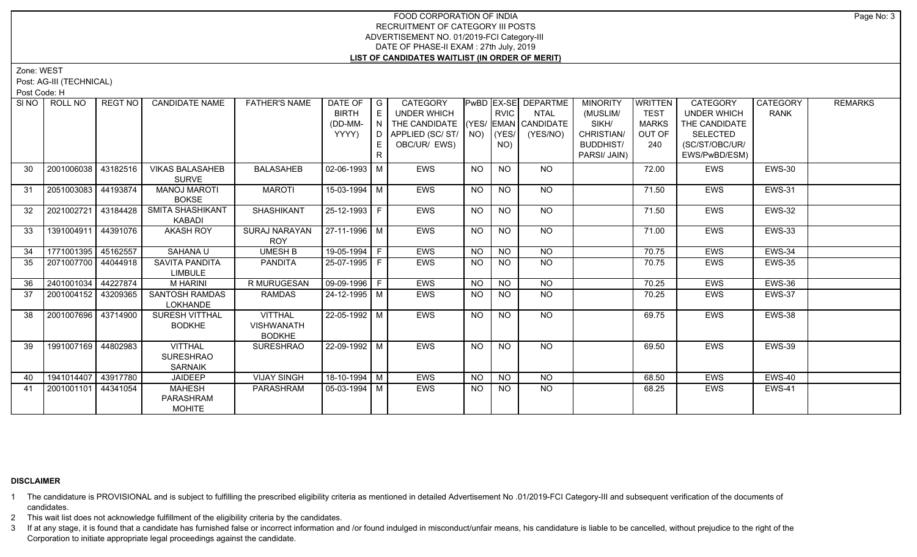# FOOD CORPORATION OF INDIA
## RECRUITMENT OF CATEGORY III POSTS
## ADVERTISEMENT NO. 01/2019-FCI Category-III
## DATE OF PHASE-II EXAM : 27th July, 2019
## LIST OF CANDIDATES WAITLIST (IN ORDER OF MERIT)

Zone: WEST

Post: AG-III (TECHNICAL)

Post Code: H

| SI NO | ROLL NO | REGT NO | CANDIDATE NAME | FATHER'S NAME | DATE OF BIRTH (DD-MM-YYYY) | GENDER | CATEGORY UNDER WHICH THE CANDIDATE APPLIED (SC/ ST/ OBC/UR/ EWS) | PwBD (YES/ NO) | EX-SERVICEMAN (YES/ NO) | DEPARTMENTAL CANDIDATE (YES/NO) | MINORITY (MUSLIM/ SIKH/ CHRISTIAN/ BUDDHIST/ PARSI/ JAIN) | WRITTEN TEST MARKS OUT OF 240 | CATEGORY UNDER WHICH THE CANDIDATE SELECTED (SC/ST/OBC/UR/ EWS/PwBD/ESM) | CATEGORY RANK | REMARKS |
|---|---|---|---|---|---|---|---|---|---|---|---|---|---|---|---|
| 30 | 2001006038 | 43182516 | VIKAS BALASAHEB SURVE | BALASAHEB | 02-06-1993 | M | EWS | NO | NO | NO | | 72.00 | EWS | EWS-30 | |
| 31 | 2051003083 | 44193874 | MANOJ MAROTI BOKSE | MAROTI | 15-03-1994 | M | EWS | NO | NO | NO | | 71.50 | EWS | EWS-31 | |
| 32 | 2021002721 | 43184428 | SMITA SHASHIKANT KABADI | SHASHIKANT | 25-12-1993 | F | EWS | NO | NO | NO | | 71.50 | EWS | EWS-32 | |
| 33 | 1391004911 | 44391076 | AKASH ROY | SURAJ NARAYAN ROY | 27-11-1996 | M | EWS | NO | NO | NO | | 71.00 | EWS | EWS-33 | |
| 34 | 1771001395 | 45162557 | SAHANA U | UMESH B | 19-05-1994 | F | EWS | NO | NO | NO | | 70.75 | EWS | EWS-34 | |
| 35 | 2071007700 | 44044918 | SAVITA PANDITA LIMBULE | PANDITA | 25-07-1995 | F | EWS | NO | NO | NO | | 70.75 | EWS | EWS-35 | |
| 36 | 2401001034 | 44227874 | M HARINI | R MURUGESAN | 09-09-1996 | F | EWS | NO | NO | NO | | 70.25 | EWS | EWS-36 | |
| 37 | 2001004152 | 43209365 | SANTOSH RAMDAS LOKHANDE | RAMDAS | 24-12-1995 | M | EWS | NO | NO | NO | | 70.25 | EWS | EWS-37 | |
| 38 | 2001007696 | 43714900 | SURESH VITTHAL BODKHE | VITTHAL VISHWANATH BODKHE | 22-05-1992 | M | EWS | NO | NO | NO | | 69.75 | EWS | EWS-38 | |
| 39 | 1991007169 | 44802983 | VITTHAL SURESHRAO SARNAIK | SURESHRAO | 22-09-1992 | M | EWS | NO | NO | NO | | 69.50 | EWS | EWS-39 | |
| 40 | 1941014407 | 43917780 | JAIDEEP | VIJAY SINGH | 18-10-1994 | M | EWS | NO | NO | NO | | 68.50 | EWS | EWS-40 | |
| 41 | 2001001101 | 44341054 | MAHESH PARASHRAM MOHITE | PARASHRAM | 05-03-1994 | M | EWS | NO | NO | NO | | 68.25 | EWS | EWS-41 | |

**DISCLAIMER**

1. The candidature is PROVISIONAL and is subject to fulfilling the prescribed eligibility criteria as mentioned in detailed Advertisement No .01/2019-FCI Category-III and subsequent verification of the documents of candidates.
2. This wait list does not acknowledge fulfillment of the eligibility criteria by the candidates.
3. If at any stage, it is found that a candidate has furnished false or incorrect information and /or found indulged in misconduct/unfair means, his candidature is liable to be cancelled, without prejudice to the right of the Corporation to initiate appropriate legal proceedings against the candidate.